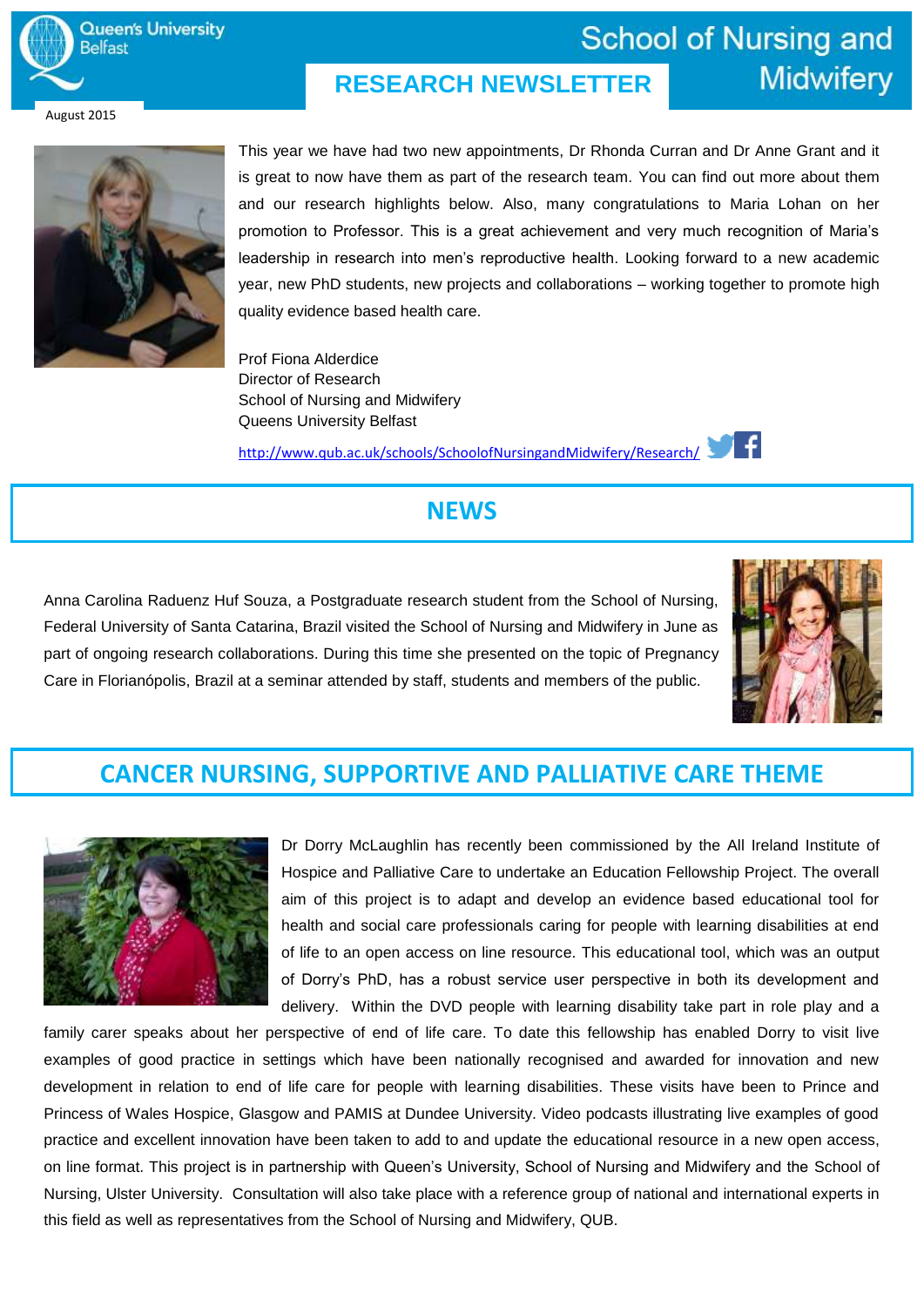Queen's University Belfast

# School of Nursing and Midwifery

## RESEARCH NEWSLETTER

August 2015

This year we have had two new appointments, Dr Rhonda Curran and Dr Anne Grant and it is great to now have them as part of the research team. You can find out more about them and our research highlights below. Also, many congratulations to Maria Lohan on her promotion to Professor. This is a great achievement and very much recognition of Maria's leadership in research into men's reproductive health. Looking forward to a new academic year, new PhD students, new projects and collaborations – working together to promote high quality evidence based health care.

Prof Fiona Alderdice  
Director of Research  
School of Nursing and Midwifery  
Queens University Belfast

http://www.qub.ac.uk/schools/SchoolofNursingandMidwifery/Research/

## NEWS

Anna Carolina Raduenz Huf Souza, a Postgraduate research student from the School of Nursing, Federal University of Santa Catarina, Brazil visited the School of Nursing and Midwifery in June as part of ongoing research collaborations. During this time she presented on the topic of Pregnancy Care in Florianópolis, Brazil at a seminar attended by staff, students and members of the public.

## CANCER NURSING, SUPPORTIVE AND PALLIATIVE CARE THEME

Dr Dorry McLaughlin has recently been commissioned by the All Ireland Institute of Hospice and Palliative Care to undertake an Education Fellowship Project. The overall aim of this project is to adapt and develop an evidence based educational tool for health and social care professionals caring for people with learning disabilities at end of life to an open access on line resource. This educational tool, which was an output of Dorry's PhD, has a robust service user perspective in both its development and delivery. Within the DVD people with learning disability take part in role play and a family carer speaks about her perspective of end of life care. To date this fellowship has enabled Dorry to visit live examples of good practice in settings which have been nationally recognised and awarded for innovation and new development in relation to end of life care for people with learning disabilities. These visits have been to Prince and Princess of Wales Hospice, Glasgow and PAMIS at Dundee University. Video podcasts illustrating live examples of good practice and excellent innovation have been taken to add to and update the educational resource in a new open access, on line format. This project is in partnership with Queen's University, School of Nursing and Midwifery and the School of Nursing, Ulster University. Consultation will also take place with a reference group of national and international experts in this field as well as representatives from the School of Nursing and Midwifery, QUB.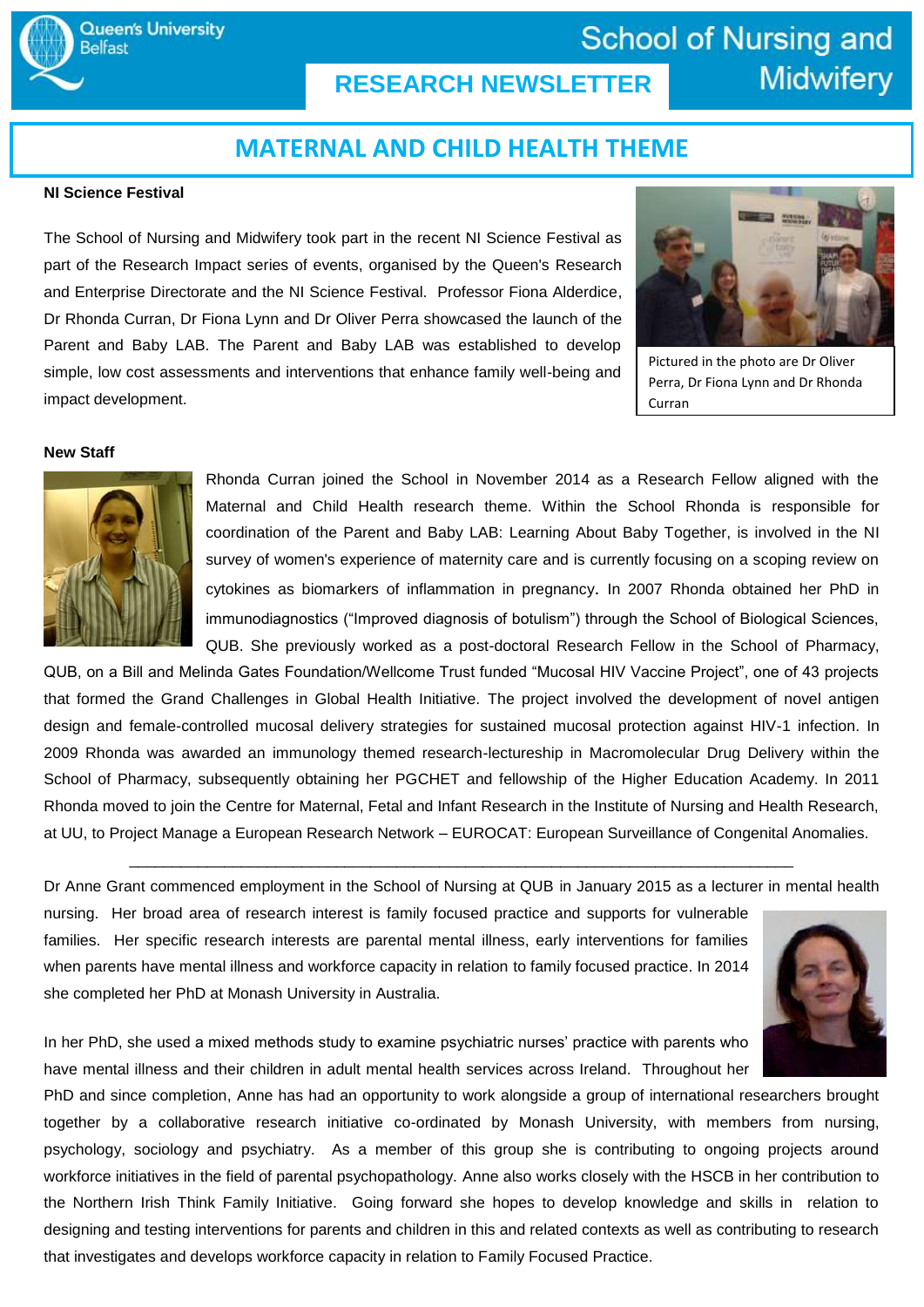# MATERNAL AND CHILD HEALTH THEME

**NI Science Festival**

The School of Nursing and Midwifery took part in the recent NI Science Festival as part of the Research Impact series of events, organised by the Queen's Research and Enterprise Directorate and the NI Science Festival. Professor Fiona Alderdice, Dr Rhonda Curran, Dr Fiona Lynn and Dr Oliver Perra showcased the launch of the Parent and Baby LAB. The Parent and Baby LAB was established to develop simple, low cost assessments and interventions that enhance family well-being and impact development.

Pictured in the photo are Dr Oliver Perra, Dr Fiona Lynn and Dr Rhonda Curran

**New Staff**

Rhonda Curran joined the School in November 2014 as a Research Fellow aligned with the Maternal and Child Health research theme. Within the School Rhonda is responsible for coordination of the Parent and Baby LAB: Learning About Baby Together, is involved in the NI survey of women's experience of maternity care and is currently focusing on a scoping review on cytokines as biomarkers of inflammation in pregnancy. In 2007 Rhonda obtained her PhD in immunodiagnostics ("Improved diagnosis of botulism") through the School of Biological Sciences, QUB. She previously worked as a post-doctoral Research Fellow in the School of Pharmacy, QUB, on a Bill and Melinda Gates Foundation/Wellcome Trust funded "Mucosal HIV Vaccine Project", one of 43 projects that formed the Grand Challenges in Global Health Initiative. The project involved the development of novel antigen design and female-controlled mucosal delivery strategies for sustained mucosal protection against HIV-1 infection. In 2009 Rhonda was awarded an immunology themed research-lectureship in Macromolecular Drug Delivery within the School of Pharmacy, subsequently obtaining her PGCHET and fellowship of the Higher Education Academy. In 2011 Rhonda moved to join the Centre for Maternal, Fetal and Infant Research in the Institute of Nursing and Health Research, at UU, to Project Manage a European Research Network – EUROCAT: European Surveillance of Congenital Anomalies.

---

Dr Anne Grant commenced employment in the School of Nursing at QUB in January 2015 as a lecturer in mental health nursing. Her broad area of research interest is family focused practice and supports for vulnerable families. Her specific research interests are parental mental illness, early interventions for families when parents have mental illness and workforce capacity in relation to family focused practice. In 2014 she completed her PhD at Monash University in Australia.

In her PhD, she used a mixed methods study to examine psychiatric nurses' practice with parents who have mental illness and their children in adult mental health services across Ireland. Throughout her PhD and since completion, Anne has had an opportunity to work alongside a group of international researchers brought together by a collaborative research initiative co-ordinated by Monash University, with members from nursing, psychology, sociology and psychiatry. As a member of this group she is contributing to ongoing projects around workforce initiatives in the field of parental psychopathology. Anne also works closely with the HSCB in her contribution to the Northern Irish Think Family Initiative. Going forward she hopes to develop knowledge and skills in relation to designing and testing interventions for parents and children in this and related contexts as well as contributing to research that investigates and develops workforce capacity in relation to Family Focused Practice.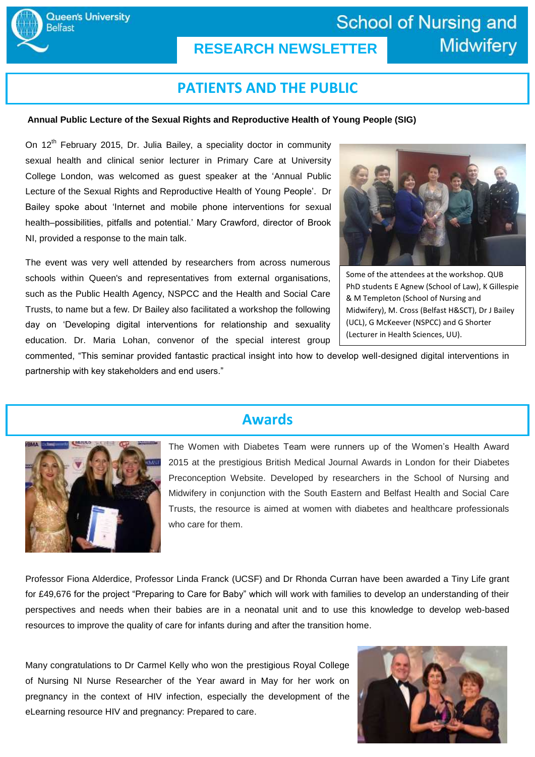## PATIENTS AND THE PUBLIC

**Annual Public Lecture of the Sexual Rights and Reproductive Health of Young People (SIG)**

On 12th February 2015, Dr. Julia Bailey, a speciality doctor in community sexual health and clinical senior lecturer in Primary Care at University College London, was welcomed as guest speaker at the 'Annual Public Lecture of the Sexual Rights and Reproductive Health of Young People'. Dr Bailey spoke about 'Internet and mobile phone interventions for sexual health–possibilities, pitfalls and potential.' Mary Crawford, director of Brook NI, provided a response to the main talk.

The event was very well attended by researchers from across numerous schools within Queen's and representatives from external organisations, such as the Public Health Agency, NSPCC and the Health and Social Care Trusts, to name but a few. Dr Bailey also facilitated a workshop the following day on 'Developing digital interventions for relationship and sexuality education. Dr. Maria Lohan, convenor of the special interest group commented, "This seminar provided fantastic practical insight into how to develop well-designed digital interventions in partnership with key stakeholders and end users."

Some of the attendees at the workshop. QUB PhD students E Agnew (School of Law), K Gillespie & M Templeton (School of Nursing and Midwifery), M. Cross (Belfast H&SCT), Dr J Bailey (UCL), G McKeever (NSPCC) and G Shorter (Lecturer in Health Sciences, UU).

## Awards

The Women with Diabetes Team were runners up of the Women's Health Award 2015 at the prestigious British Medical Journal Awards in London for their Diabetes Preconception Website. Developed by researchers in the School of Nursing and Midwifery in conjunction with the South Eastern and Belfast Health and Social Care Trusts, the resource is aimed at women with diabetes and healthcare professionals who care for them.

Professor Fiona Alderdice, Professor Linda Franck (UCSF) and Dr Rhonda Curran have been awarded a Tiny Life grant for £49,676 for the project "Preparing to Care for Baby" which will work with families to develop an understanding of their perspectives and needs when their babies are in a neonatal unit and to use this knowledge to develop web-based resources to improve the quality of care for infants during and after the transition home.

Many congratulations to Dr Carmel Kelly who won the prestigious Royal College of Nursing NI Nurse Researcher of the Year award in May for her work on pregnancy in the context of HIV infection, especially the development of the eLearning resource HIV and pregnancy: Prepared to care.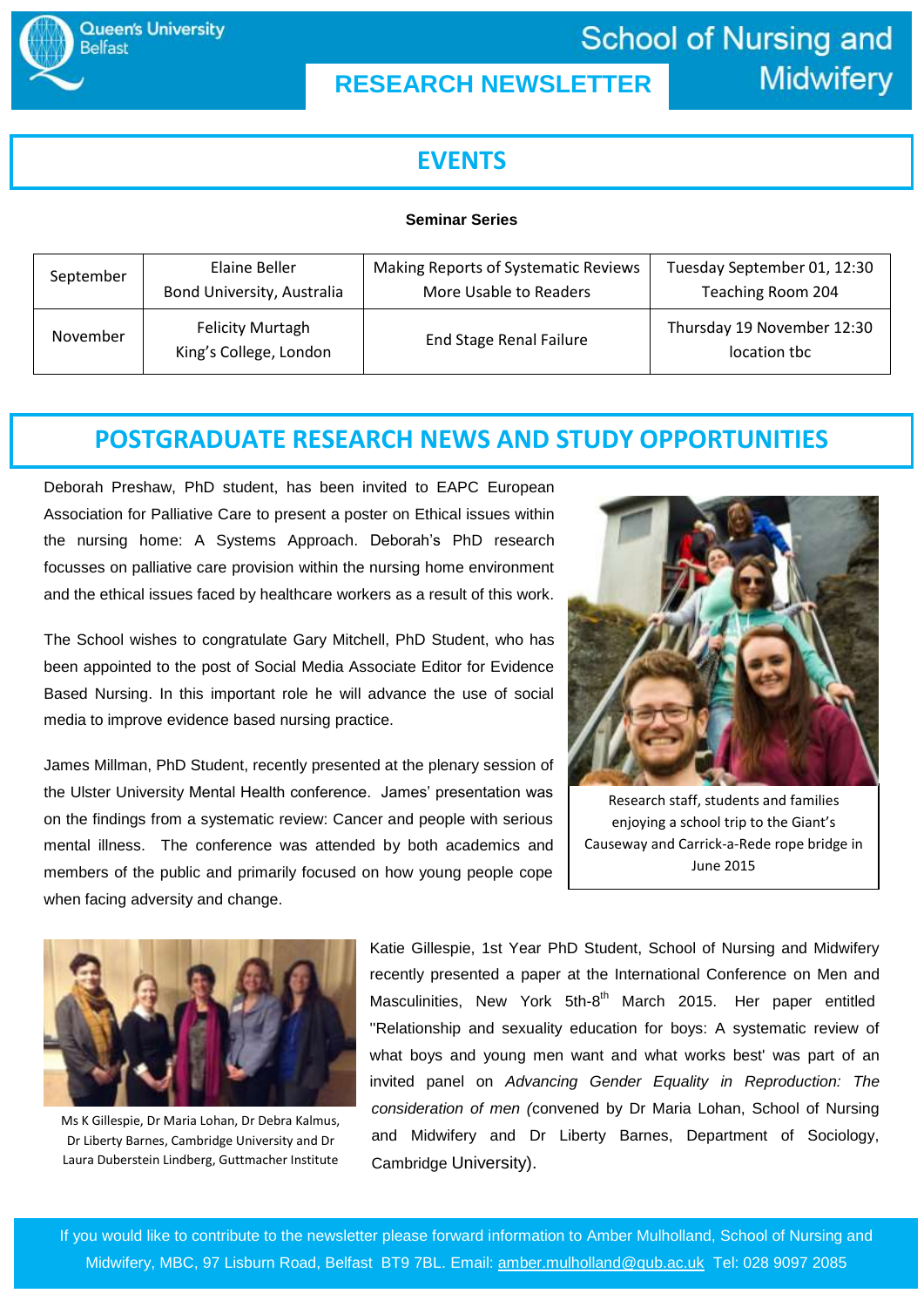# EVENTS

**Seminar Series**

| | | | |
|---|---|---|---|
| September | Elaine Beller<br>Bond University, Australia | Making Reports of Systematic Reviews More Usable to Readers | Tuesday September 01, 12:30<br>Teaching Room 204 |
| November | Felicity Murtagh<br>King's College, London | End Stage Renal Failure | Thursday 19 November 12:30<br>location tbc |

# POSTGRADUATE RESEARCH NEWS AND STUDY OPPORTUNITIES

Deborah Preshaw, PhD student, has been invited to EAPC European Association for Palliative Care to present a poster on Ethical issues within the nursing home: A Systems Approach. Deborah's PhD research focusses on palliative care provision within the nursing home environment and the ethical issues faced by healthcare workers as a result of this work.

The School wishes to congratulate Gary Mitchell, PhD Student, who has been appointed to the post of Social Media Associate Editor for Evidence Based Nursing. In this important role he will advance the use of social media to improve evidence based nursing practice.

James Millman, PhD Student, recently presented at the plenary session of the Ulster University Mental Health conference. James' presentation was on the findings from a systematic review: Cancer and people with serious mental illness. The conference was attended by both academics and members of the public and primarily focused on how young people cope when facing adversity and change.

Research staff, students and families enjoying a school trip to the Giant's Causeway and Carrick-a-Rede rope bridge in June 2015

Katie Gillespie, 1st Year PhD Student, School of Nursing and Midwifery recently presented a paper at the International Conference on Men and Masculinities, New York 5th-8th March 2015. Her paper entitled "Relationship and sexuality education for boys: A systematic review of what boys and young men want and what works best' was part of an invited panel on *Advancing Gender Equality in Reproduction: The consideration of men (*convened by Dr Maria Lohan, School of Nursing and Midwifery and Dr Liberty Barnes, Department of Sociology, Cambridge University).

Ms K Gillespie, Dr Maria Lohan, Dr Debra Kalmus, Dr Liberty Barnes, Cambridge University and Dr Laura Duberstein Lindberg, Guttmacher Institute

If you would like to contribute to the newsletter please forward information to Amber Mulholland, School of Nursing and Midwifery, MBC, 97 Lisburn Road, Belfast BT9 7BL. Email: amber.mulholland@qub.ac.uk Tel: 028 9097 2085